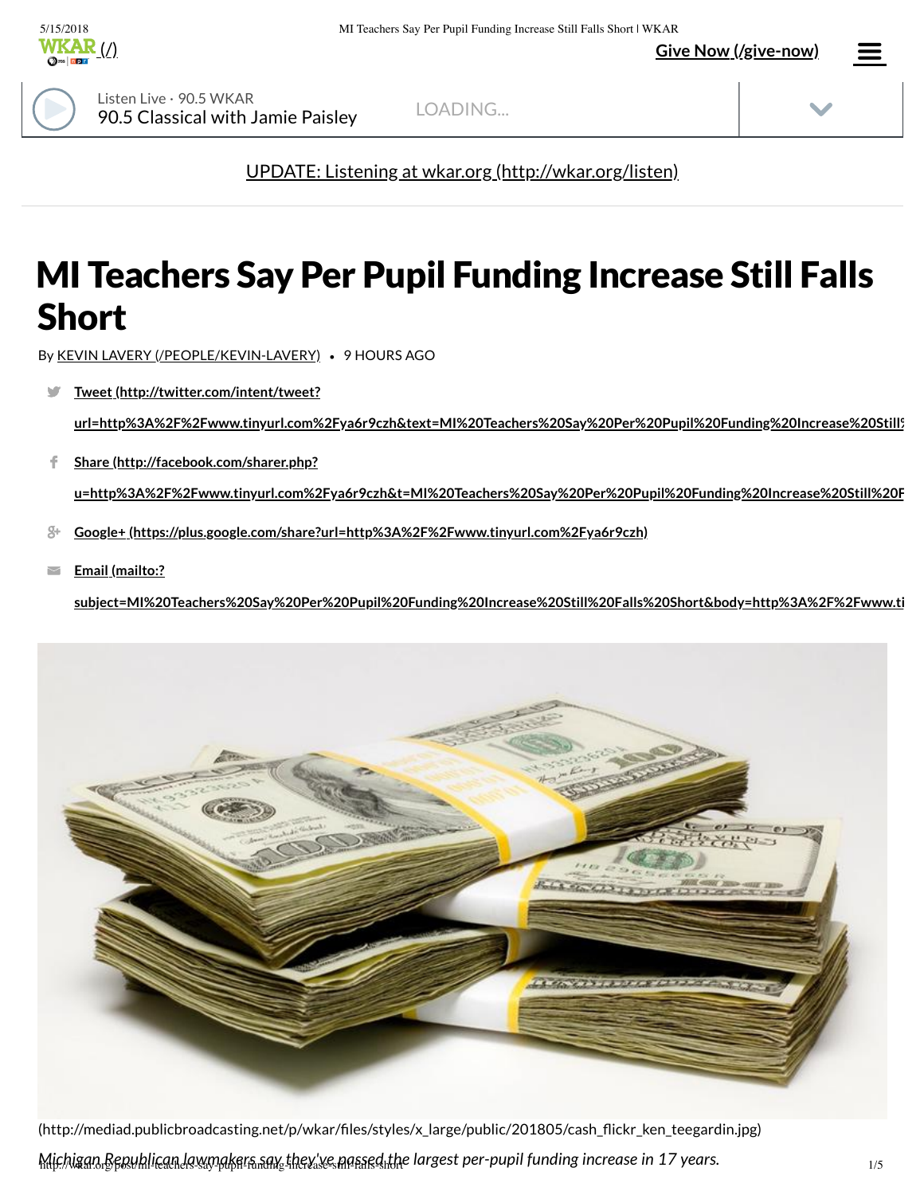WKAR (/)

Give Now (/give-now)

Listen Live · 90.5 WKAR
90.5 Classical with Jamie Paisley

LOADING...

UPDATE: Listening at wkar.org (http://wkar.org/listen)

# MI Teachers Say Per Pupil Funding Increase Still Falls Short

By KEVIN LAVERY (/PEOPLE/KEVIN-LAVERY) • 9 HOURS AGO

- Tweet (http://twitter.com/intent/tweet?url=http%3A%2F%2Fwww.tinyurl.com%2Fya6r9czh&text=MI%20Teachers%20Say%20Per%20Pupil%20Funding%20Increase%20Still
- Share (http://facebook.com/sharer.php?u=http%3A%2F%2Fwww.tinyurl.com%2Fya6r9czh&t=MI%20Teachers%20Say%20Per%20Pupil%20Funding%20Increase%20Still%20F
- Google+ (https://plus.google.com/share?url=http%3A%2F%2Fwww.tinyurl.com%2Fya6r9czh)
- Email (mailto:?subject=MI%20Teachers%20Say%20Per%20Pupil%20Funding%20Increase%20Still%20Falls%20Short&body=http%3A%2F%2Fwww.ti

(http://mediad.publicbroadcasting.net/p/wkar/files/styles/x_large/public/201805/cash_flickr_ken_teegardin.jpg)

*Michigan Republican lawmakers say they've passed the largest per-pupil funding increase in 17 years.*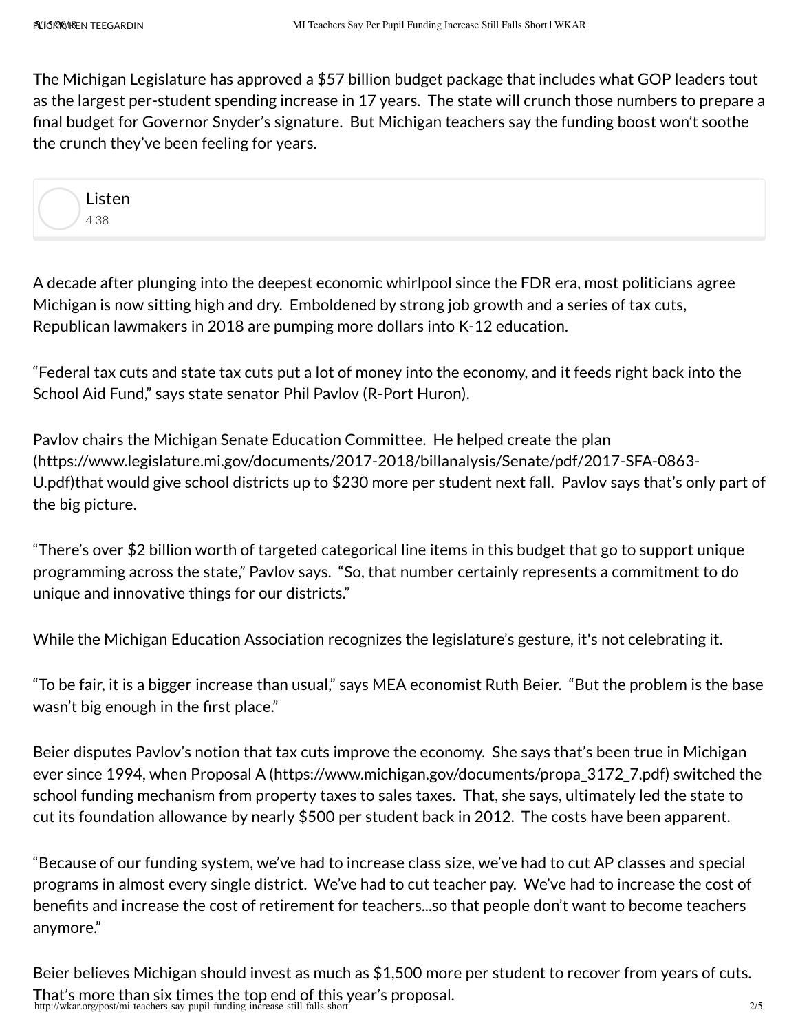The Michigan Legislature has approved a $57 billion budget package that includes what GOP leaders tout as the largest per-student spending increase in 17 years. The state will crunch those numbers to prepare a final budget for Governor Snyder's signature. But Michigan teachers say the funding boost won't soothe the crunch they've been feeling for years.

Listen
4:38

A decade after plunging into the deepest economic whirlpool since the FDR era, most politicians agree Michigan is now sitting high and dry. Emboldened by strong job growth and a series of tax cuts, Republican lawmakers in 2018 are pumping more dollars into K-12 education.

"Federal tax cuts and state tax cuts put a lot of money into the economy, and it feeds right back into the School Aid Fund," says state senator Phil Pavlov (R-Port Huron).

Pavlov chairs the Michigan Senate Education Committee. He helped create the plan (https://www.legislature.mi.gov/documents/2017-2018/billanalysis/Senate/pdf/2017-SFA-0863-U.pdf)that would give school districts up to $230 more per student next fall. Pavlov says that's only part of the big picture.

"There's over $2 billion worth of targeted categorical line items in this budget that go to support unique programming across the state," Pavlov says. "So, that number certainly represents a commitment to do unique and innovative things for our districts."

While the Michigan Education Association recognizes the legislature's gesture, it's not celebrating it.

"To be fair, it is a bigger increase than usual," says MEA economist Ruth Beier. "But the problem is the base wasn't big enough in the first place."

Beier disputes Pavlov's notion that tax cuts improve the economy. She says that's been true in Michigan ever since 1994, when Proposal A (https://www.michigan.gov/documents/propa_3172_7.pdf) switched the school funding mechanism from property taxes to sales taxes. That, she says, ultimately led the state to cut its foundation allowance by nearly $500 per student back in 2012. The costs have been apparent.

"Because of our funding system, we've had to increase class size, we've had to cut AP classes and special programs in almost every single district. We've had to cut teacher pay. We've had to increase the cost of benefits and increase the cost of retirement for teachers...so that people don't want to become teachers anymore."

Beier believes Michigan should invest as much as $1,500 more per student to recover from years of cuts. That's more than six times the top end of this year's proposal.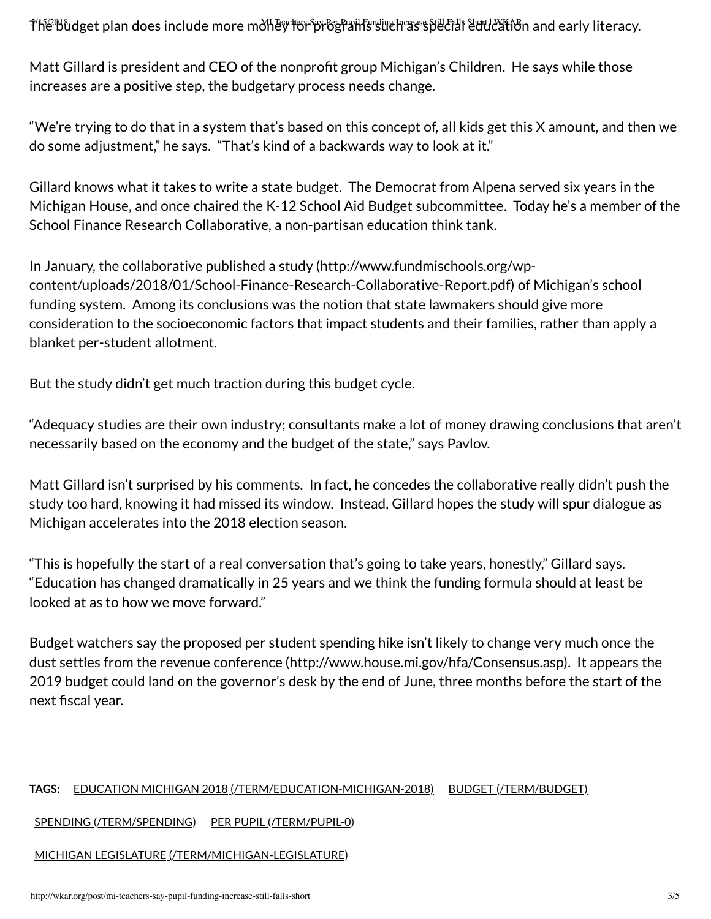The budget plan does include more money for programs such as special education and early literacy.

Matt Gillard is president and CEO of the nonprofit group Michigan's Children. He says while those increases are a positive step, the budgetary process needs change.

"We're trying to do that in a system that's based on this concept of, all kids get this X amount, and then we do some adjustment," he says. "That's kind of a backwards way to look at it."

Gillard knows what it takes to write a state budget. The Democrat from Alpena served six years in the Michigan House, and once chaired the K-12 School Aid Budget subcommittee. Today he's a member of the School Finance Research Collaborative, a non-partisan education think tank.

In January, the collaborative published a study (http://www.fundmischools.org/wp-content/uploads/2018/01/School-Finance-Research-Collaborative-Report.pdf) of Michigan's school funding system. Among its conclusions was the notion that state lawmakers should give more consideration to the socioeconomic factors that impact students and their families, rather than apply a blanket per-student allotment.

But the study didn't get much traction during this budget cycle.

"Adequacy studies are their own industry; consultants make a lot of money drawing conclusions that aren't necessarily based on the economy and the budget of the state," says Pavlov.

Matt Gillard isn't surprised by his comments. In fact, he concedes the collaborative really didn't push the study too hard, knowing it had missed its window. Instead, Gillard hopes the study will spur dialogue as Michigan accelerates into the 2018 election season.

"This is hopefully the start of a real conversation that's going to take years, honestly," Gillard says. "Education has changed dramatically in 25 years and we think the funding formula should at least be looked at as to how we move forward."

Budget watchers say the proposed per student spending hike isn't likely to change very much once the dust settles from the revenue conference (http://www.house.mi.gov/hfa/Consensus.asp). It appears the 2019 budget could land on the governor's desk by the end of June, three months before the start of the next fiscal year.

**TAGS:** EDUCATION MICHIGAN 2018 (/TERM/EDUCATION-MICHIGAN-2018) BUDGET (/TERM/BUDGET) SPENDING (/TERM/SPENDING) PER PUPIL (/TERM/PUPIL-0) MICHIGAN LEGISLATURE (/TERM/MICHIGAN-LEGISLATURE)